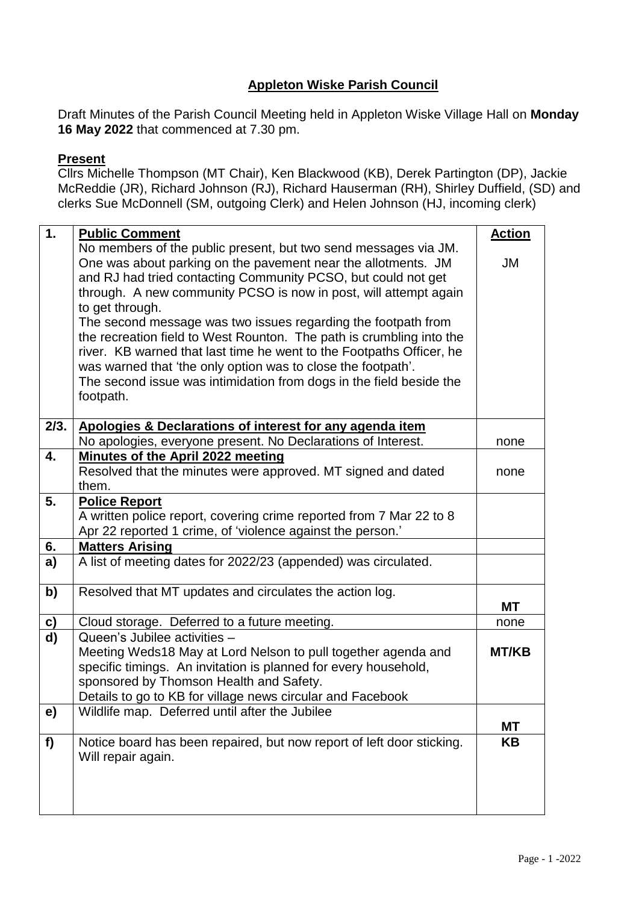**Appleton Wiske Parish Council**

Draft Minutes of the Parish Council Meeting held in Appleton Wiske Village Hall on **Monday 16 May 2022** that commenced at 7.30 pm.

**Present**

Cllrs Michelle Thompson (MT Chair), Ken Blackwood (KB), Derek Partington (DP), Jackie McReddie (JR), Richard Johnson (RJ), Richard Hauserman (RH), Shirley Duffield, (SD) and clerks Sue McDonnell (SM, outgoing Clerk) and Helen Johnson (HJ, incoming clerk)

| | | |
|---|---|---|
| **1.** | **Public Comment**<br>No members of the public present, but two send messages via JM. One was about parking on the pavement near the allotments. JM and RJ had tried contacting Community PCSO, but could not get through. A new community PCSO is now in post, will attempt again to get through.<br>The second message was two issues regarding the footpath from the recreation field to West Rounton. The path is crumbling into the river. KB warned that last time he went to the Footpaths Officer, he was warned that 'the only option was to close the footpath'.<br>The second issue was intimidation from dogs in the field beside the footpath. | **Action**<br><br>JM |
| **2/3.** | **Apologies & Declarations of interest for any agenda item**<br>No apologies, everyone present. No Declarations of Interest. | none |
| **4.** | **Minutes of the April 2022 meeting**<br>Resolved that the minutes were approved. MT signed and dated them. | none |
| **5.** | **Police Report**<br>A written police report, covering crime reported from 7 Mar 22 to 8 Apr 22 reported 1 crime, of 'violence against the person.' | |
| **6.** | **Matters Arising** | |
| **a)** | A list of meeting dates for 2022/23 (appended) was circulated. | |
| **b)** | Resolved that MT updates and circulates the action log. | **MT** |
| **c)** | Cloud storage. Deferred to a future meeting. | none |
| **d)** | Queen's Jubilee activities –<br>Meeting Weds18 May at Lord Nelson to pull together agenda and specific timings. An invitation is planned for every household, sponsored by Thomson Health and Safety.<br>Details to go to KB for village news circular and Facebook | **MT/KB** |
| **e)** | Wildlife map. Deferred until after the Jubilee | **MT** |
| **f)** | Notice board has been repaired, but now report of left door sticking. Will repair again. | **KB** |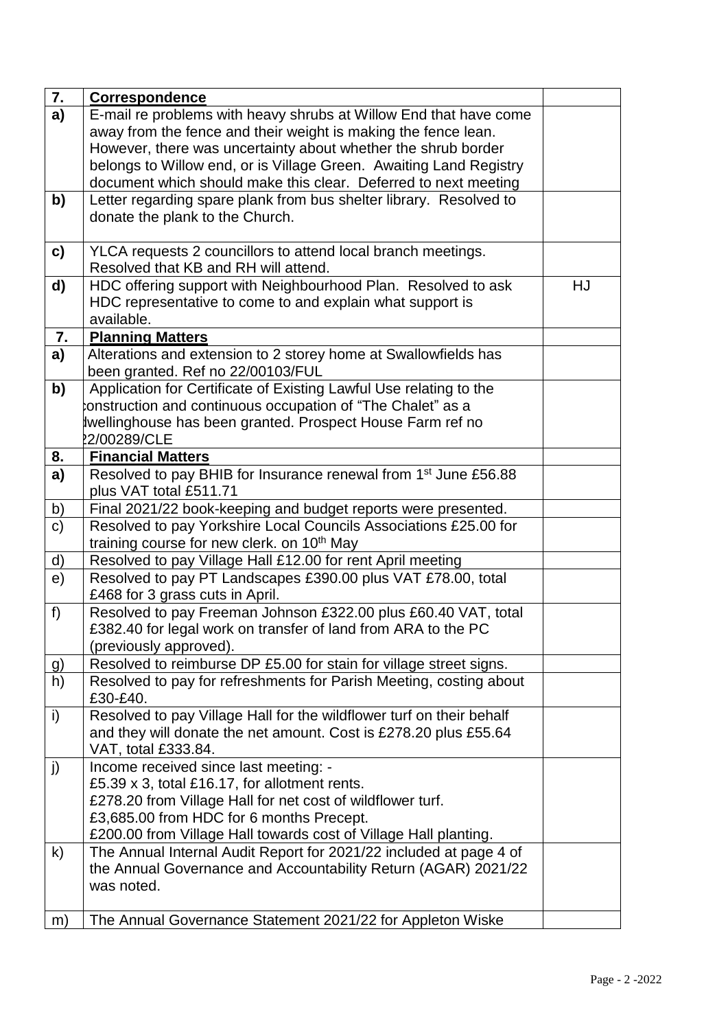| 7. | **Correspondence** | |
|---|---|---|
| a) | E-mail re problems with heavy shrubs at Willow End that have come away from the fence and their weight is making the fence lean. However, there was uncertainty about whether the shrub border belongs to Willow end, or is Village Green. Awaiting Land Registry document which should make this clear. Deferred to next meeting | |
| b) | Letter regarding spare plank from bus shelter library. Resolved to donate the plank to the Church. | |
| c) | YLCA requests 2 councillors to attend local branch meetings. Resolved that KB and RH will attend. | |
| d) | HDC offering support with Neighbourhood Plan. Resolved to ask HDC representative to come to and explain what support is available. | HJ |
| 7. | **Planning Matters** | |
| a) | Alterations and extension to 2 storey home at Swallowfields has been granted. Ref no 22/00103/FUL | |
| b) | Application for Certificate of Existing Lawful Use relating to the construction and continuous occupation of "The Chalet" as a dwellinghouse has been granted. Prospect House Farm ref no 22/00289/CLE | |
| 8. | **Financial Matters** | |
| a) | Resolved to pay BHIB for Insurance renewal from 1st June £56.88 plus VAT total £511.71 | |
| b) | Final 2021/22 book-keeping and budget reports were presented. | |
| c) | Resolved to pay Yorkshire Local Councils Associations £25.00 for training course for new clerk. on 10th May | |
| d) | Resolved to pay Village Hall £12.00 for rent April meeting | |
| e) | Resolved to pay PT Landscapes £390.00 plus VAT £78.00, total £468 for 3 grass cuts in April. | |
| f) | Resolved to pay Freeman Johnson £322.00 plus £60.40 VAT, total £382.40 for legal work on transfer of land from ARA to the PC (previously approved). | |
| g) | Resolved to reimburse DP £5.00 for stain for village street signs. | |
| h) | Resolved to pay for refreshments for Parish Meeting, costing about £30-£40. | |
| i) | Resolved to pay Village Hall for the wildflower turf on their behalf and they will donate the net amount. Cost is £278.20 plus £55.64 VAT, total £333.84. | |
| j) | Income received since last meeting: -<br>£5.39 x 3, total £16.17, for allotment rents.<br>£278.20 from Village Hall for net cost of wildflower turf.<br>£3,685.00 from HDC for 6 months Precept.<br>£200.00 from Village Hall towards cost of Village Hall planting. | |
| k) | The Annual Internal Audit Report for 2021/22 included at page 4 of the Annual Governance and Accountability Return (AGAR) 2021/22 was noted. | |
| m) | The Annual Governance Statement 2021/22 for Appleton Wiske | |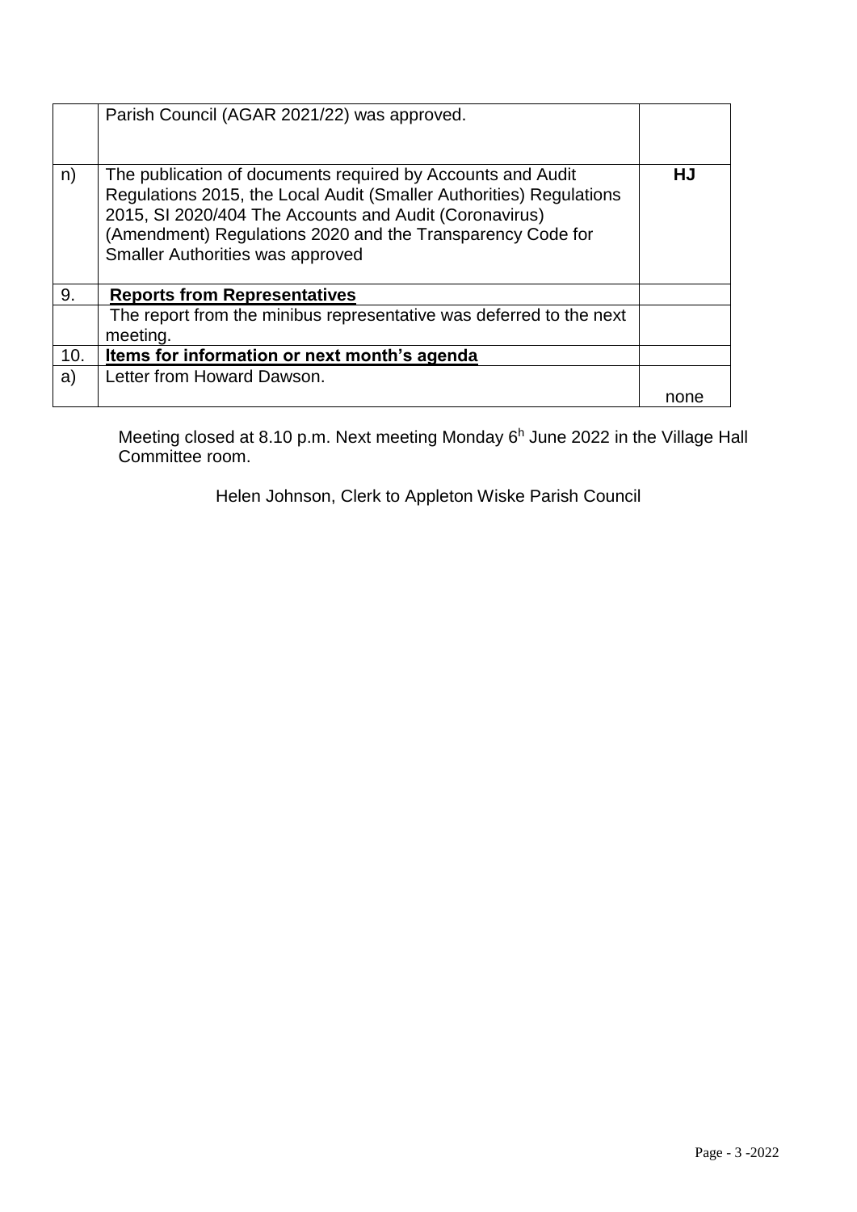| | | |
|---|---|---|
| | Parish Council (AGAR 2021/22) was approved. | |
| n) | The publication of documents required by Accounts and Audit Regulations 2015, the Local Audit (Smaller Authorities) Regulations 2015, SI 2020/404 The Accounts and Audit (Coronavirus) (Amendment) Regulations 2020 and the Transparency Code for Smaller Authorities was approved | **HJ** |
| 9. | **Reports from Representatives** | |
| | The report from the minibus representative was deferred to the next meeting. | |
| 10. | **Items for information or next month's agenda** | |
| a) | Letter from Howard Dawson. | none |

Meeting closed at 8.10 p.m. Next meeting Monday 6h June 2022 in the Village Hall Committee room.

Helen Johnson, Clerk to Appleton Wiske Parish Council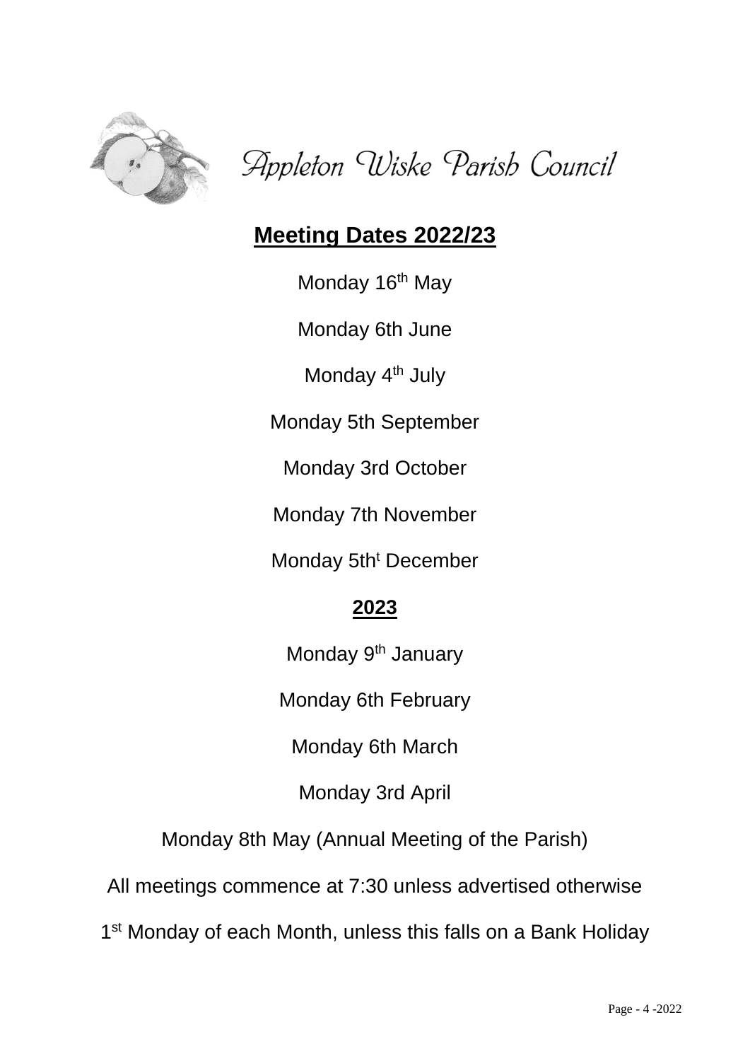# Appleton Wiske Parish Council

## Meeting Dates 2022/23

Monday 16th May

Monday 6th June

Monday 4th July

Monday 5th September

Monday 3rd October

Monday 7th November

Monday 5th December

## 2023

Monday 9th January

Monday 6th February

Monday 6th March

Monday 3rd April

Monday 8th May (Annual Meeting of the Parish)

All meetings commence at 7:30 unless advertised otherwise

1st Monday of each Month, unless this falls on a Bank Holiday